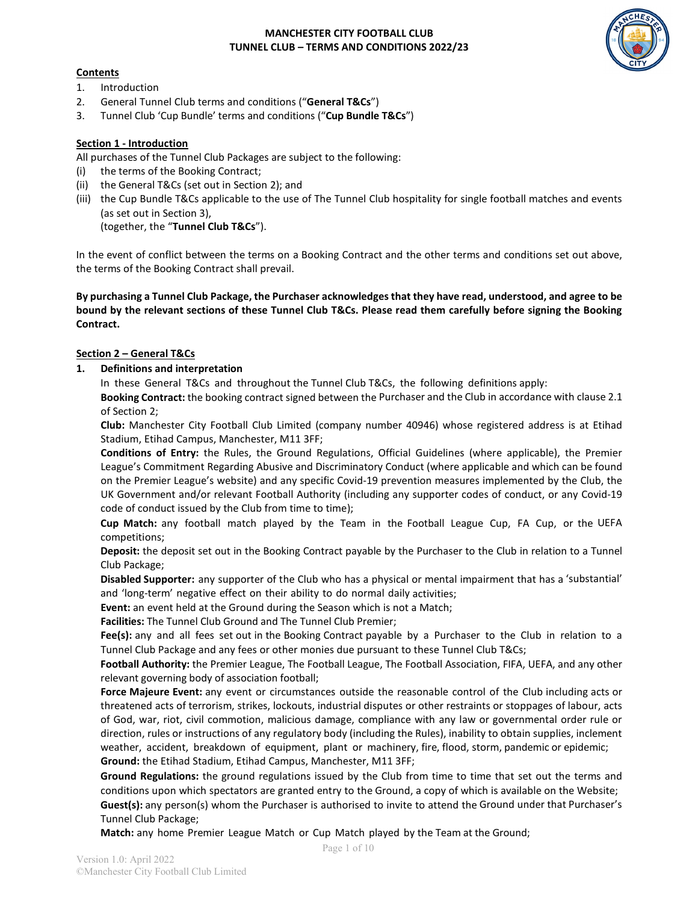# MANCHESTER CITY FOOTBALL CLUB
# TUNNEL CLUB – TERMS AND CONDITIONS 2022/23

**Contents**

1. Introduction
2. General Tunnel Club terms and conditions ("**General T&Cs**")
3. Tunnel Club 'Cup Bundle' terms and conditions ("**Cup Bundle T&Cs**")

## Section 1 - Introduction

All purchases of the Tunnel Club Packages are subject to the following:

(i) the terms of the Booking Contract;
(ii) the General T&Cs (set out in Section 2); and
(iii) the Cup Bundle T&Cs applicable to the use of The Tunnel Club hospitality for single football matches and events (as set out in Section 3),
(together, the "**Tunnel Club T&Cs**").

In the event of conflict between the terms on a Booking Contract and the other terms and conditions set out above, the terms of the Booking Contract shall prevail.

**By purchasing a Tunnel Club Package, the Purchaser acknowledges that they have read, understood, and agree to be bound by the relevant sections of these Tunnel Club T&Cs. Please read them carefully before signing the Booking Contract.**

## Section 2 – General T&Cs

**1. Definitions and interpretation**

In these General T&Cs and throughout the Tunnel Club T&Cs, the following definitions apply:

**Booking Contract:** the booking contract signed between the Purchaser and the Club in accordance with clause 2.1 of Section 2;

**Club:** Manchester City Football Club Limited (company number 40946) whose registered address is at Etihad Stadium, Etihad Campus, Manchester, M11 3FF;

**Conditions of Entry:** the Rules, the Ground Regulations, Official Guidelines (where applicable), the Premier League's Commitment Regarding Abusive and Discriminatory Conduct (where applicable and which can be found on the Premier League's website) and any specific Covid-19 prevention measures implemented by the Club, the UK Government and/or relevant Football Authority (including any supporter codes of conduct, or any Covid-19 code of conduct issued by the Club from time to time);

**Cup Match:** any football match played by the Team in the Football League Cup, FA Cup, or the UEFA competitions;

**Deposit:** the deposit set out in the Booking Contract payable by the Purchaser to the Club in relation to a Tunnel Club Package;

**Disabled Supporter:** any supporter of the Club who has a physical or mental impairment that has a 'substantial' and 'long-term' negative effect on their ability to do normal daily activities;

**Event:** an event held at the Ground during the Season which is not a Match;

**Facilities:** The Tunnel Club Ground and The Tunnel Club Premier;

**Fee(s):** any and all fees set out in the Booking Contract payable by a Purchaser to the Club in relation to a Tunnel Club Package and any fees or other monies due pursuant to these Tunnel Club T&Cs;

**Football Authority:** the Premier League, The Football League, The Football Association, FIFA, UEFA, and any other relevant governing body of association football;

**Force Majeure Event:** any event or circumstances outside the reasonable control of the Club including acts or threatened acts of terrorism, strikes, lockouts, industrial disputes or other restraints or stoppages of labour, acts of God, war, riot, civil commotion, malicious damage, compliance with any law or governmental order rule or direction, rules or instructions of any regulatory body (including the Rules), inability to obtain supplies, inclement weather, accident, breakdown of equipment, plant or machinery, fire, flood, storm, pandemic or epidemic;

**Ground:** the Etihad Stadium, Etihad Campus, Manchester, M11 3FF;

**Ground Regulations:** the ground regulations issued by the Club from time to time that set out the terms and conditions upon which spectators are granted entry to the Ground, a copy of which is available on the Website;

**Guest(s):** any person(s) whom the Purchaser is authorised to invite to attend the Ground under that Purchaser's Tunnel Club Package;

**Match:** any home Premier League Match or Cup Match played by the Team at the Ground;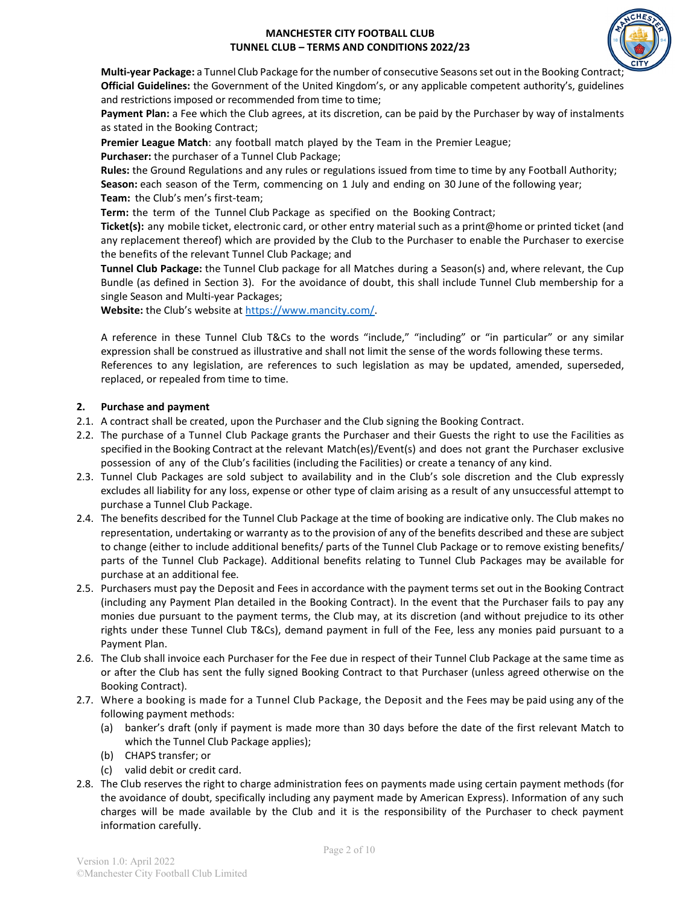**Multi-year Package:** a Tunnel Club Package for the number of consecutive Seasons set out in the Booking Contract;
**Official Guidelines:** the Government of the United Kingdom's, or any applicable competent authority's, guidelines and restrictions imposed or recommended from time to time;
**Payment Plan:** a Fee which the Club agrees, at its discretion, can be paid by the Purchaser by way of instalments as stated in the Booking Contract;
**Premier League Match**: any football match played by the Team in the Premier League;
**Purchaser:** the purchaser of a Tunnel Club Package;
**Rules:** the Ground Regulations and any rules or regulations issued from time to time by any Football Authority;
**Season:** each season of the Term, commencing on 1 July and ending on 30 June of the following year;
**Team:** the Club's men's first-team;
**Term:** the term of the Tunnel Club Package as specified on the Booking Contract;
**Ticket(s):** any mobile ticket, electronic card, or other entry material such as a print@home or printed ticket (and any replacement thereof) which are provided by the Club to the Purchaser to enable the Purchaser to exercise the benefits of the relevant Tunnel Club Package; and
**Tunnel Club Package:** the Tunnel Club package for all Matches during a Season(s) and, where relevant, the Cup Bundle (as defined in Section 3). For the avoidance of doubt, this shall include Tunnel Club membership for a single Season and Multi-year Packages;
**Website:** the Club's website at https://www.mancity.com/.

A reference in these Tunnel Club T&Cs to the words "include," "including" or "in particular" or any similar expression shall be construed as illustrative and shall not limit the sense of the words following these terms.
References to any legislation, are references to such legislation as may be updated, amended, superseded, replaced, or repealed from time to time.

## 2. Purchase and payment

2.1. A contract shall be created, upon the Purchaser and the Club signing the Booking Contract.

2.2. The purchase of a Tunnel Club Package grants the Purchaser and their Guests the right to use the Facilities as specified in the Booking Contract at the relevant Match(es)/Event(s) and does not grant the Purchaser exclusive possession of any of the Club's facilities (including the Facilities) or create a tenancy of any kind.

2.3. Tunnel Club Packages are sold subject to availability and in the Club's sole discretion and the Club expressly excludes all liability for any loss, expense or other type of claim arising as a result of any unsuccessful attempt to purchase a Tunnel Club Package.

2.4. The benefits described for the Tunnel Club Package at the time of booking are indicative only. The Club makes no representation, undertaking or warranty as to the provision of any of the benefits described and these are subject to change (either to include additional benefits/ parts of the Tunnel Club Package or to remove existing benefits/ parts of the Tunnel Club Package). Additional benefits relating to Tunnel Club Packages may be available for purchase at an additional fee.

2.5. Purchasers must pay the Deposit and Fees in accordance with the payment terms set out in the Booking Contract (including any Payment Plan detailed in the Booking Contract). In the event that the Purchaser fails to pay any monies due pursuant to the payment terms, the Club may, at its discretion (and without prejudice to its other rights under these Tunnel Club T&Cs), demand payment in full of the Fee, less any monies paid pursuant to a Payment Plan.

2.6. The Club shall invoice each Purchaser for the Fee due in respect of their Tunnel Club Package at the same time as or after the Club has sent the fully signed Booking Contract to that Purchaser (unless agreed otherwise on the Booking Contract).

2.7. Where a booking is made for a Tunnel Club Package, the Deposit and the Fees may be paid using any of the following payment methods:
   - (a) banker's draft (only if payment is made more than 30 days before the date of the first relevant Match to which the Tunnel Club Package applies);
   - (b) CHAPS transfer; or
   - (c) valid debit or credit card.

2.8. The Club reserves the right to charge administration fees on payments made using certain payment methods (for the avoidance of doubt, specifically including any payment made by American Express). Information of any such charges will be made available by the Club and it is the responsibility of the Purchaser to check payment information carefully.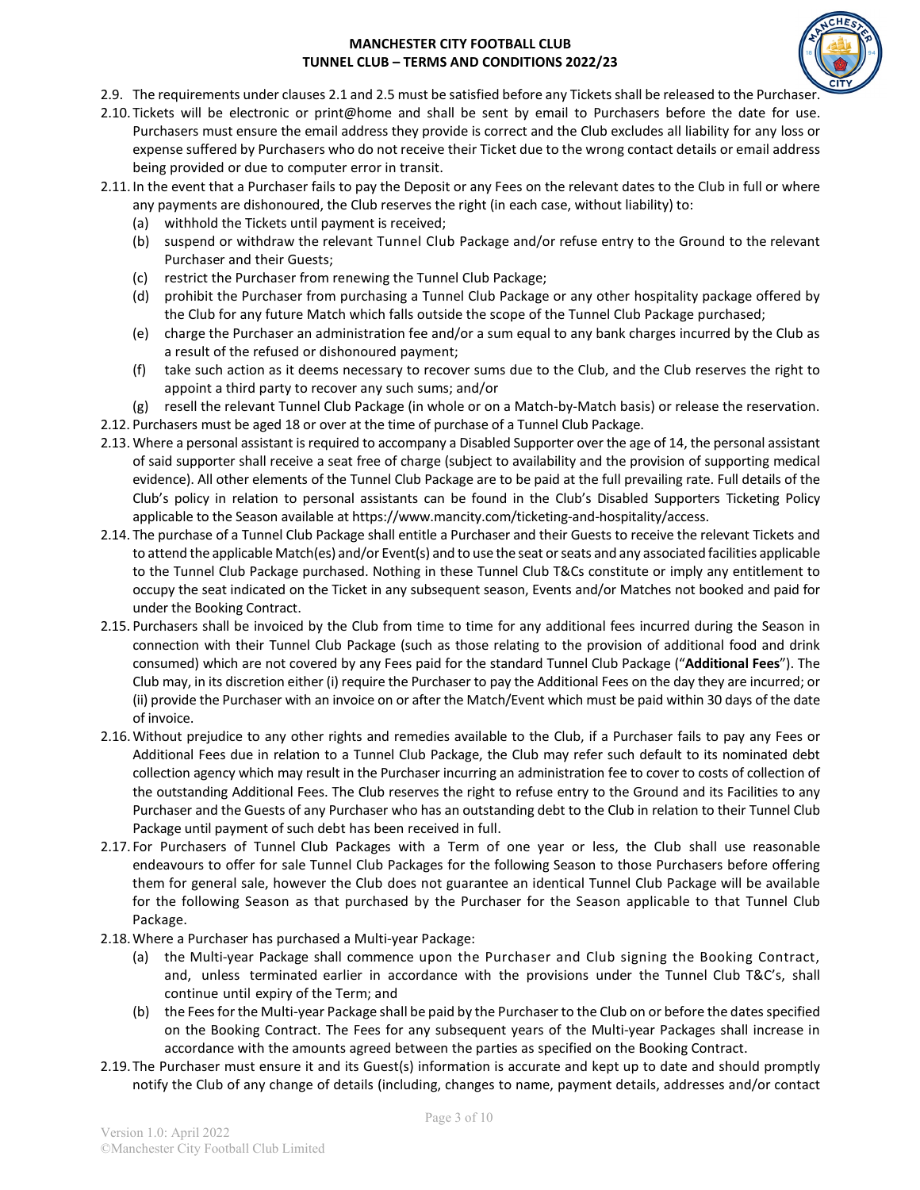2.9. The requirements under clauses 2.1 and 2.5 must be satisfied before any Tickets shall be released to the Purchaser.

2.10. Tickets will be electronic or print@home and shall be sent by email to Purchasers before the date for use. Purchasers must ensure the email address they provide is correct and the Club excludes all liability for any loss or expense suffered by Purchasers who do not receive their Ticket due to the wrong contact details or email address being provided or due to computer error in transit.

2.11. In the event that a Purchaser fails to pay the Deposit or any Fees on the relevant dates to the Club in full or where any payments are dishonoured, the Club reserves the right (in each case, without liability) to:

(a) withhold the Tickets until payment is received;

(b) suspend or withdraw the relevant Tunnel Club Package and/or refuse entry to the Ground to the relevant Purchaser and their Guests;

(c) restrict the Purchaser from renewing the Tunnel Club Package;

(d) prohibit the Purchaser from purchasing a Tunnel Club Package or any other hospitality package offered by the Club for any future Match which falls outside the scope of the Tunnel Club Package purchased;

(e) charge the Purchaser an administration fee and/or a sum equal to any bank charges incurred by the Club as a result of the refused or dishonoured payment;

(f) take such action as it deems necessary to recover sums due to the Club, and the Club reserves the right to appoint a third party to recover any such sums; and/or

(g) resell the relevant Tunnel Club Package (in whole or on a Match-by-Match basis) or release the reservation.

2.12. Purchasers must be aged 18 or over at the time of purchase of a Tunnel Club Package.

2.13. Where a personal assistant is required to accompany a Disabled Supporter over the age of 14, the personal assistant of said supporter shall receive a seat free of charge (subject to availability and the provision of supporting medical evidence). All other elements of the Tunnel Club Package are to be paid at the full prevailing rate. Full details of the Club's policy in relation to personal assistants can be found in the Club's Disabled Supporters Ticketing Policy applicable to the Season available at https://www.mancity.com/ticketing-and-hospitality/access.

2.14. The purchase of a Tunnel Club Package shall entitle a Purchaser and their Guests to receive the relevant Tickets and to attend the applicable Match(es) and/or Event(s) and to use the seat or seats and any associated facilities applicable to the Tunnel Club Package purchased. Nothing in these Tunnel Club T&Cs constitute or imply any entitlement to occupy the seat indicated on the Ticket in any subsequent season, Events and/or Matches not booked and paid for under the Booking Contract.

2.15. Purchasers shall be invoiced by the Club from time to time for any additional fees incurred during the Season in connection with their Tunnel Club Package (such as those relating to the provision of additional food and drink consumed) which are not covered by any Fees paid for the standard Tunnel Club Package ("**Additional Fees**"). The Club may, in its discretion either (i) require the Purchaser to pay the Additional Fees on the day they are incurred; or (ii) provide the Purchaser with an invoice on or after the Match/Event which must be paid within 30 days of the date of invoice.

2.16. Without prejudice to any other rights and remedies available to the Club, if a Purchaser fails to pay any Fees or Additional Fees due in relation to a Tunnel Club Package, the Club may refer such default to its nominated debt collection agency which may result in the Purchaser incurring an administration fee to cover to costs of collection of the outstanding Additional Fees. The Club reserves the right to refuse entry to the Ground and its Facilities to any Purchaser and the Guests of any Purchaser who has an outstanding debt to the Club in relation to their Tunnel Club Package until payment of such debt has been received in full.

2.17. For Purchasers of Tunnel Club Packages with a Term of one year or less, the Club shall use reasonable endeavours to offer for sale Tunnel Club Packages for the following Season to those Purchasers before offering them for general sale, however the Club does not guarantee an identical Tunnel Club Package will be available for the following Season as that purchased by the Purchaser for the Season applicable to that Tunnel Club Package.

2.18. Where a Purchaser has purchased a Multi-year Package:

(a) the Multi-year Package shall commence upon the Purchaser and Club signing the Booking Contract, and, unless terminated earlier in accordance with the provisions under the Tunnel Club T&C's, shall continue until expiry of the Term; and

(b) the Fees for the Multi-year Package shall be paid by the Purchaser to the Club on or before the dates specified on the Booking Contract. The Fees for any subsequent years of the Multi-year Packages shall increase in accordance with the amounts agreed between the parties as specified on the Booking Contract.

2.19. The Purchaser must ensure it and its Guest(s) information is accurate and kept up to date and should promptly notify the Club of any change of details (including, changes to name, payment details, addresses and/or contact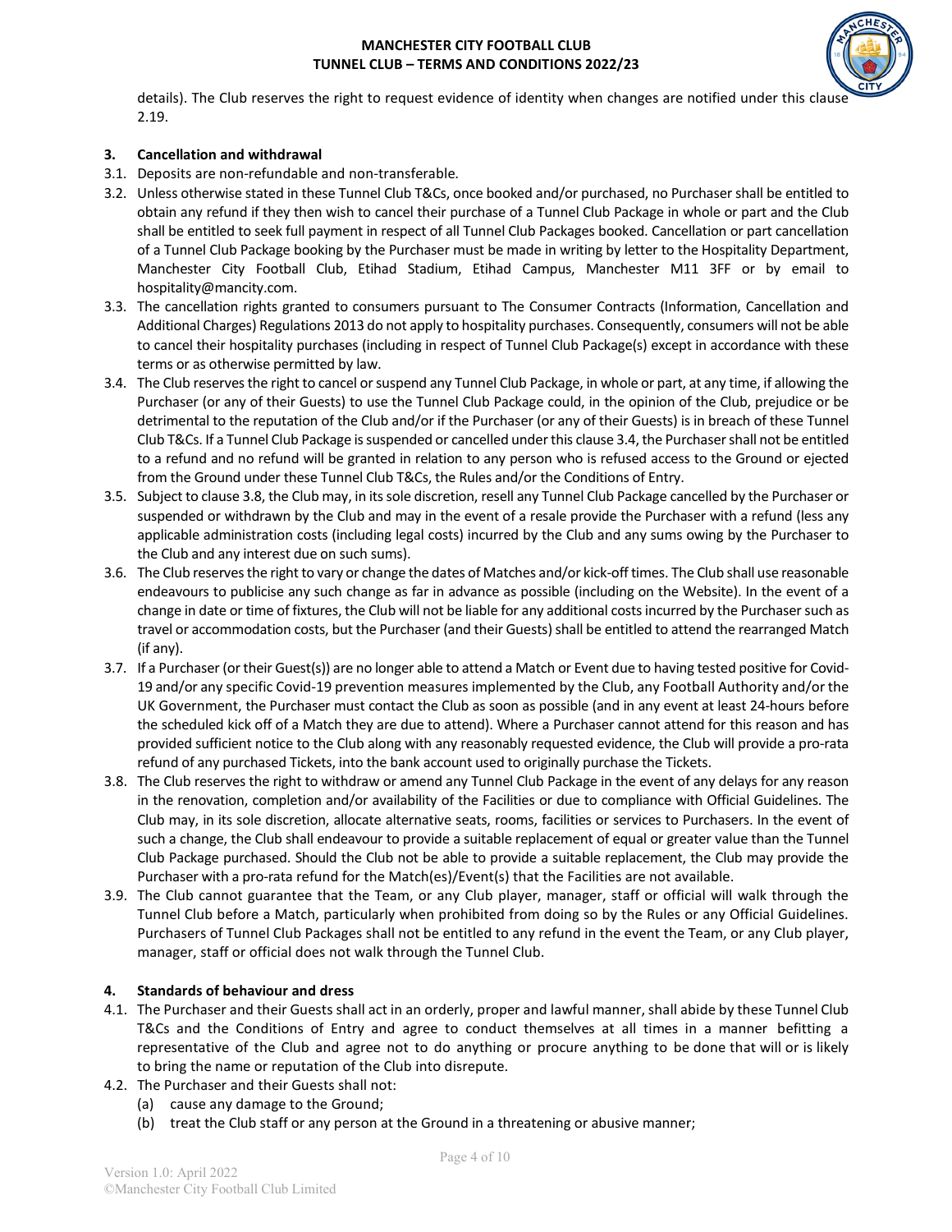details). The Club reserves the right to request evidence of identity when changes are notified under this clause 2.19.

## 3. Cancellation and withdrawal

3.1. Deposits are non-refundable and non-transferable.

3.2. Unless otherwise stated in these Tunnel Club T&Cs, once booked and/or purchased, no Purchaser shall be entitled to obtain any refund if they then wish to cancel their purchase of a Tunnel Club Package in whole or part and the Club shall be entitled to seek full payment in respect of all Tunnel Club Packages booked. Cancellation or part cancellation of a Tunnel Club Package booking by the Purchaser must be made in writing by letter to the Hospitality Department, Manchester City Football Club, Etihad Stadium, Etihad Campus, Manchester M11 3FF or by email to hospitality@mancity.com.

3.3. The cancellation rights granted to consumers pursuant to The Consumer Contracts (Information, Cancellation and Additional Charges) Regulations 2013 do not apply to hospitality purchases. Consequently, consumers will not be able to cancel their hospitality purchases (including in respect of Tunnel Club Package(s) except in accordance with these terms or as otherwise permitted by law.

3.4. The Club reserves the right to cancel or suspend any Tunnel Club Package, in whole or part, at any time, if allowing the Purchaser (or any of their Guests) to use the Tunnel Club Package could, in the opinion of the Club, prejudice or be detrimental to the reputation of the Club and/or if the Purchaser (or any of their Guests) is in breach of these Tunnel Club T&Cs. If a Tunnel Club Package is suspended or cancelled under this clause 3.4, the Purchaser shall not be entitled to a refund and no refund will be granted in relation to any person who is refused access to the Ground or ejected from the Ground under these Tunnel Club T&Cs, the Rules and/or the Conditions of Entry.

3.5. Subject to clause 3.8, the Club may, in its sole discretion, resell any Tunnel Club Package cancelled by the Purchaser or suspended or withdrawn by the Club and may in the event of a resale provide the Purchaser with a refund (less any applicable administration costs (including legal costs) incurred by the Club and any sums owing by the Purchaser to the Club and any interest due on such sums).

3.6. The Club reserves the right to vary or change the dates of Matches and/or kick-off times. The Club shall use reasonable endeavours to publicise any such change as far in advance as possible (including on the Website). In the event of a change in date or time of fixtures, the Club will not be liable for any additional costs incurred by the Purchaser such as travel or accommodation costs, but the Purchaser (and their Guests) shall be entitled to attend the rearranged Match (if any).

3.7. If a Purchaser (or their Guest(s)) are no longer able to attend a Match or Event due to having tested positive for Covid-19 and/or any specific Covid-19 prevention measures implemented by the Club, any Football Authority and/or the UK Government, the Purchaser must contact the Club as soon as possible (and in any event at least 24-hours before the scheduled kick off of a Match they are due to attend). Where a Purchaser cannot attend for this reason and has provided sufficient notice to the Club along with any reasonably requested evidence, the Club will provide a pro-rata refund of any purchased Tickets, into the bank account used to originally purchase the Tickets.

3.8. The Club reserves the right to withdraw or amend any Tunnel Club Package in the event of any delays for any reason in the renovation, completion and/or availability of the Facilities or due to compliance with Official Guidelines. The Club may, in its sole discretion, allocate alternative seats, rooms, facilities or services to Purchasers. In the event of such a change, the Club shall endeavour to provide a suitable replacement of equal or greater value than the Tunnel Club Package purchased. Should the Club not be able to provide a suitable replacement, the Club may provide the Purchaser with a pro-rata refund for the Match(es)/Event(s) that the Facilities are not available.

3.9. The Club cannot guarantee that the Team, or any Club player, manager, staff or official will walk through the Tunnel Club before a Match, particularly when prohibited from doing so by the Rules or any Official Guidelines. Purchasers of Tunnel Club Packages shall not be entitled to any refund in the event the Team, or any Club player, manager, staff or official does not walk through the Tunnel Club.

## 4. Standards of behaviour and dress

4.1. The Purchaser and their Guests shall act in an orderly, proper and lawful manner, shall abide by these Tunnel Club T&Cs and the Conditions of Entry and agree to conduct themselves at all times in a manner befitting a representative of the Club and agree not to do anything or procure anything to be done that will or is likely to bring the name or reputation of the Club into disrepute.

4.2. The Purchaser and their Guests shall not:

(a) cause any damage to the Ground;

(b) treat the Club staff or any person at the Ground in a threatening or abusive manner;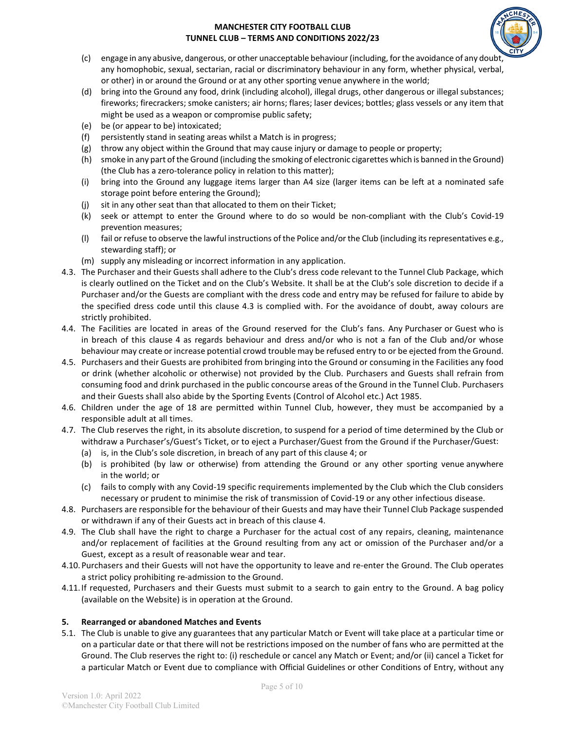(c) engage in any abusive, dangerous, or other unacceptable behaviour (including, for the avoidance of any doubt, any homophobic, sexual, sectarian, racial or discriminatory behaviour in any form, whether physical, verbal, or other) in or around the Ground or at any other sporting venue anywhere in the world;

(d) bring into the Ground any food, drink (including alcohol), illegal drugs, other dangerous or illegal substances; fireworks; firecrackers; smoke canisters; air horns; flares; laser devices; bottles; glass vessels or any item that might be used as a weapon or compromise public safety;

(e) be (or appear to be) intoxicated;

(f) persistently stand in seating areas whilst a Match is in progress;

(g) throw any object within the Ground that may cause injury or damage to people or property;

(h) smoke in any part of the Ground (including the smoking of electronic cigarettes which is banned in the Ground) (the Club has a zero-tolerance policy in relation to this matter);

(i) bring into the Ground any luggage items larger than A4 size (larger items can be left at a nominated safe storage point before entering the Ground);

(j) sit in any other seat than that allocated to them on their Ticket;

(k) seek or attempt to enter the Ground where to do so would be non-compliant with the Club's Covid-19 prevention measures;

(l) fail or refuse to observe the lawful instructions of the Police and/or the Club (including its representatives e.g., stewarding staff); or

(m) supply any misleading or incorrect information in any application.

4.3. The Purchaser and their Guests shall adhere to the Club's dress code relevant to the Tunnel Club Package, which is clearly outlined on the Ticket and on the Club's Website. It shall be at the Club's sole discretion to decide if a Purchaser and/or the Guests are compliant with the dress code and entry may be refused for failure to abide by the specified dress code until this clause 4.3 is complied with. For the avoidance of doubt, away colours are strictly prohibited.

4.4. The Facilities are located in areas of the Ground reserved for the Club's fans. Any Purchaser or Guest who is in breach of this clause 4 as regards behaviour and dress and/or who is not a fan of the Club and/or whose behaviour may create or increase potential crowd trouble may be refused entry to or be ejected from the Ground.

4.5. Purchasers and their Guests are prohibited from bringing into the Ground or consuming in the Facilities any food or drink (whether alcoholic or otherwise) not provided by the Club. Purchasers and Guests shall refrain from consuming food and drink purchased in the public concourse areas of the Ground in the Tunnel Club. Purchasers and their Guests shall also abide by the Sporting Events (Control of Alcohol etc.) Act 1985.

4.6. Children under the age of 18 are permitted within Tunnel Club, however, they must be accompanied by a responsible adult at all times.

4.7. The Club reserves the right, in its absolute discretion, to suspend for a period of time determined by the Club or withdraw a Purchaser's/Guest's Ticket, or to eject a Purchaser/Guest from the Ground if the Purchaser/Guest:

(a) is, in the Club's sole discretion, in breach of any part of this clause 4; or

(b) is prohibited (by law or otherwise) from attending the Ground or any other sporting venue anywhere in the world; or

(c) fails to comply with any Covid-19 specific requirements implemented by the Club which the Club considers necessary or prudent to minimise the risk of transmission of Covid-19 or any other infectious disease.

4.8. Purchasers are responsible for the behaviour of their Guests and may have their Tunnel Club Package suspended or withdrawn if any of their Guests act in breach of this clause 4.

4.9. The Club shall have the right to charge a Purchaser for the actual cost of any repairs, cleaning, maintenance and/or replacement of facilities at the Ground resulting from any act or omission of the Purchaser and/or a Guest, except as a result of reasonable wear and tear.

4.10. Purchasers and their Guests will not have the opportunity to leave and re-enter the Ground. The Club operates a strict policy prohibiting re-admission to the Ground.

4.11. If requested, Purchasers and their Guests must submit to a search to gain entry to the Ground. A bag policy (available on the Website) is in operation at the Ground.

## 5. Rearranged or abandoned Matches and Events

5.1. The Club is unable to give any guarantees that any particular Match or Event will take place at a particular time or on a particular date or that there will not be restrictions imposed on the number of fans who are permitted at the Ground. The Club reserves the right to: (i) reschedule or cancel any Match or Event; and/or (ii) cancel a Ticket for a particular Match or Event due to compliance with Official Guidelines or other Conditions of Entry, without any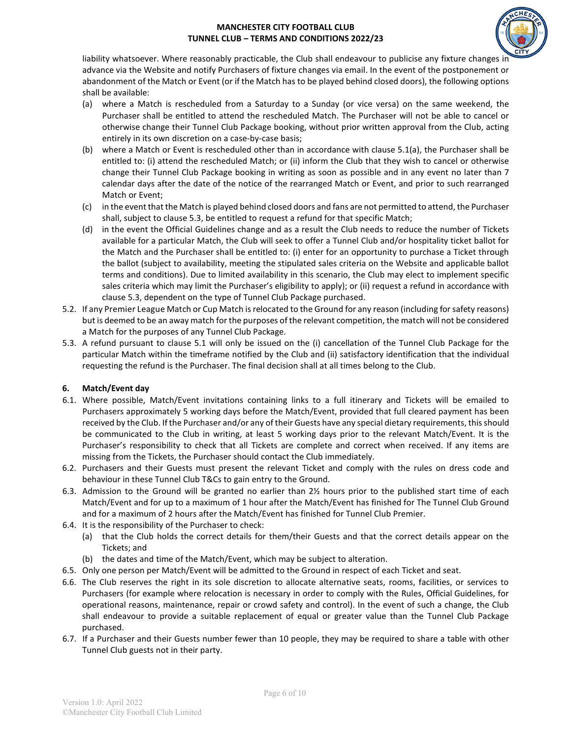liability whatsoever. Where reasonably practicable, the Club shall endeavour to publicise any fixture changes in advance via the Website and notify Purchasers of fixture changes via email. In the event of the postponement or abandonment of the Match or Event (or if the Match has to be played behind closed doors), the following options shall be available:

(a) where a Match is rescheduled from a Saturday to a Sunday (or vice versa) on the same weekend, the Purchaser shall be entitled to attend the rescheduled Match. The Purchaser will not be able to cancel or otherwise change their Tunnel Club Package booking, without prior written approval from the Club, acting entirely in its own discretion on a case-by-case basis;

(b) where a Match or Event is rescheduled other than in accordance with clause 5.1(a), the Purchaser shall be entitled to: (i) attend the rescheduled Match; or (ii) inform the Club that they wish to cancel or otherwise change their Tunnel Club Package booking in writing as soon as possible and in any event no later than 7 calendar days after the date of the notice of the rearranged Match or Event, and prior to such rearranged Match or Event;

(c) in the event that the Match is played behind closed doors and fans are not permitted to attend, the Purchaser shall, subject to clause 5.3, be entitled to request a refund for that specific Match;

(d) in the event the Official Guidelines change and as a result the Club needs to reduce the number of Tickets available for a particular Match, the Club will seek to offer a Tunnel Club and/or hospitality ticket ballot for the Match and the Purchaser shall be entitled to: (i) enter for an opportunity to purchase a Ticket through the ballot (subject to availability, meeting the stipulated sales criteria on the Website and applicable ballot terms and conditions). Due to limited availability in this scenario, the Club may elect to implement specific sales criteria which may limit the Purchaser's eligibility to apply); or (ii) request a refund in accordance with clause 5.3, dependent on the type of Tunnel Club Package purchased.

5.2. If any Premier League Match or Cup Match is relocated to the Ground for any reason (including for safety reasons) but is deemed to be an away match for the purposes of the relevant competition, the match will not be considered a Match for the purposes of any Tunnel Club Package.

5.3. A refund pursuant to clause 5.1 will only be issued on the (i) cancellation of the Tunnel Club Package for the particular Match within the timeframe notified by the Club and (ii) satisfactory identification that the individual requesting the refund is the Purchaser. The final decision shall at all times belong to the Club.

## 6. Match/Event day

6.1. Where possible, Match/Event invitations containing links to a full itinerary and Tickets will be emailed to Purchasers approximately 5 working days before the Match/Event, provided that full cleared payment has been received by the Club. If the Purchaser and/or any of their Guests have any special dietary requirements, this should be communicated to the Club in writing, at least 5 working days prior to the relevant Match/Event. It is the Purchaser's responsibility to check that all Tickets are complete and correct when received. If any items are missing from the Tickets, the Purchaser should contact the Club immediately.

6.2. Purchasers and their Guests must present the relevant Ticket and comply with the rules on dress code and behaviour in these Tunnel Club T&Cs to gain entry to the Ground.

6.3. Admission to the Ground will be granted no earlier than 2½ hours prior to the published start time of each Match/Event and for up to a maximum of 1 hour after the Match/Event has finished for The Tunnel Club Ground and for a maximum of 2 hours after the Match/Event has finished for Tunnel Club Premier.

6.4. It is the responsibility of the Purchaser to check:

(a) that the Club holds the correct details for them/their Guests and that the correct details appear on the Tickets; and

(b) the dates and time of the Match/Event, which may be subject to alteration.

6.5. Only one person per Match/Event will be admitted to the Ground in respect of each Ticket and seat.

6.6. The Club reserves the right in its sole discretion to allocate alternative seats, rooms, facilities, or services to Purchasers (for example where relocation is necessary in order to comply with the Rules, Official Guidelines, for operational reasons, maintenance, repair or crowd safety and control). In the event of such a change, the Club shall endeavour to provide a suitable replacement of equal or greater value than the Tunnel Club Package purchased.

6.7. If a Purchaser and their Guests number fewer than 10 people, they may be required to share a table with other Tunnel Club guests not in their party.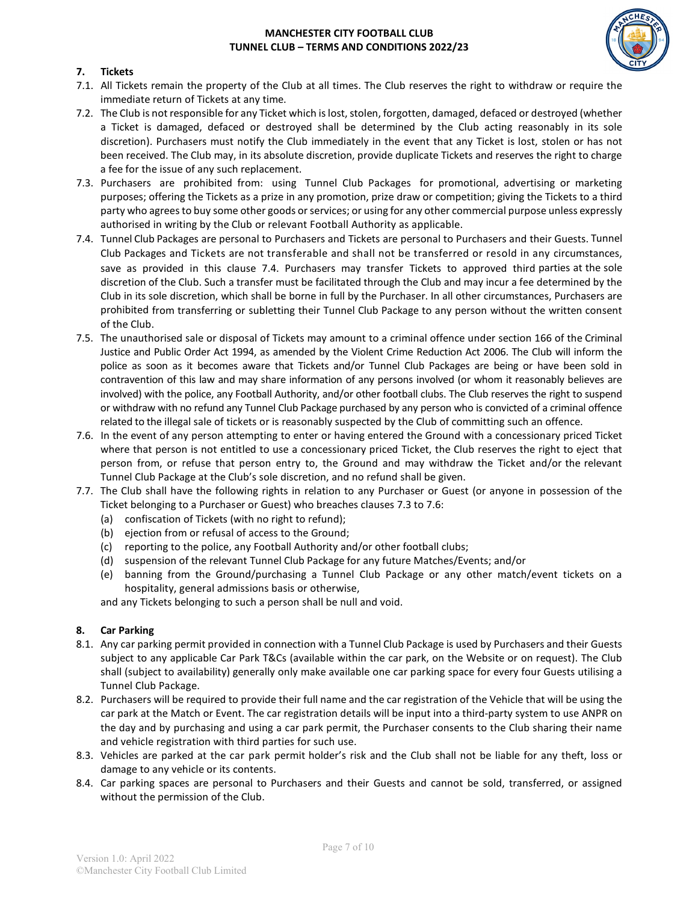## 7. Tickets

7.1. All Tickets remain the property of the Club at all times. The Club reserves the right to withdraw or require the immediate return of Tickets at any time.

7.2. The Club is not responsible for any Ticket which is lost, stolen, forgotten, damaged, defaced or destroyed (whether a Ticket is damaged, defaced or destroyed shall be determined by the Club acting reasonably in its sole discretion). Purchasers must notify the Club immediately in the event that any Ticket is lost, stolen or has not been received. The Club may, in its absolute discretion, provide duplicate Tickets and reserves the right to charge a fee for the issue of any such replacement.

7.3. Purchasers are prohibited from: using Tunnel Club Packages for promotional, advertising or marketing purposes; offering the Tickets as a prize in any promotion, prize draw or competition; giving the Tickets to a third party who agrees to buy some other goods or services; or using for any other commercial purpose unless expressly authorised in writing by the Club or relevant Football Authority as applicable.

7.4. Tunnel Club Packages are personal to Purchasers and Tickets are personal to Purchasers and their Guests. Tunnel Club Packages and Tickets are not transferable and shall not be transferred or resold in any circumstances, save as provided in this clause 7.4. Purchasers may transfer Tickets to approved third parties at the sole discretion of the Club. Such a transfer must be facilitated through the Club and may incur a fee determined by the Club in its sole discretion, which shall be borne in full by the Purchaser. In all other circumstances, Purchasers are prohibited from transferring or subletting their Tunnel Club Package to any person without the written consent of the Club.

7.5. The unauthorised sale or disposal of Tickets may amount to a criminal offence under section 166 of the Criminal Justice and Public Order Act 1994, as amended by the Violent Crime Reduction Act 2006. The Club will inform the police as soon as it becomes aware that Tickets and/or Tunnel Club Packages are being or have been sold in contravention of this law and may share information of any persons involved (or whom it reasonably believes are involved) with the police, any Football Authority, and/or other football clubs. The Club reserves the right to suspend or withdraw with no refund any Tunnel Club Package purchased by any person who is convicted of a criminal offence related to the illegal sale of tickets or is reasonably suspected by the Club of committing such an offence.

7.6. In the event of any person attempting to enter or having entered the Ground with a concessionary priced Ticket where that person is not entitled to use a concessionary priced Ticket, the Club reserves the right to eject that person from, or refuse that person entry to, the Ground and may withdraw the Ticket and/or the relevant Tunnel Club Package at the Club's sole discretion, and no refund shall be given.

7.7. The Club shall have the following rights in relation to any Purchaser or Guest (or anyone in possession of the Ticket belonging to a Purchaser or Guest) who breaches clauses 7.3 to 7.6:

(a) confiscation of Tickets (with no right to refund);
(b) ejection from or refusal of access to the Ground;
(c) reporting to the police, any Football Authority and/or other football clubs;
(d) suspension of the relevant Tunnel Club Package for any future Matches/Events; and/or
(e) banning from the Ground/purchasing a Tunnel Club Package or any other match/event tickets on a hospitality, general admissions basis or otherwise,

and any Tickets belonging to such a person shall be null and void.

## 8. Car Parking

8.1. Any car parking permit provided in connection with a Tunnel Club Package is used by Purchasers and their Guests subject to any applicable Car Park T&Cs (available within the car park, on the Website or on request). The Club shall (subject to availability) generally only make available one car parking space for every four Guests utilising a Tunnel Club Package.

8.2. Purchasers will be required to provide their full name and the car registration of the Vehicle that will be using the car park at the Match or Event. The car registration details will be input into a third-party system to use ANPR on the day and by purchasing and using a car park permit, the Purchaser consents to the Club sharing their name and vehicle registration with third parties for such use.

8.3. Vehicles are parked at the car park permit holder's risk and the Club shall not be liable for any theft, loss or damage to any vehicle or its contents.

8.4. Car parking spaces are personal to Purchasers and their Guests and cannot be sold, transferred, or assigned without the permission of the Club.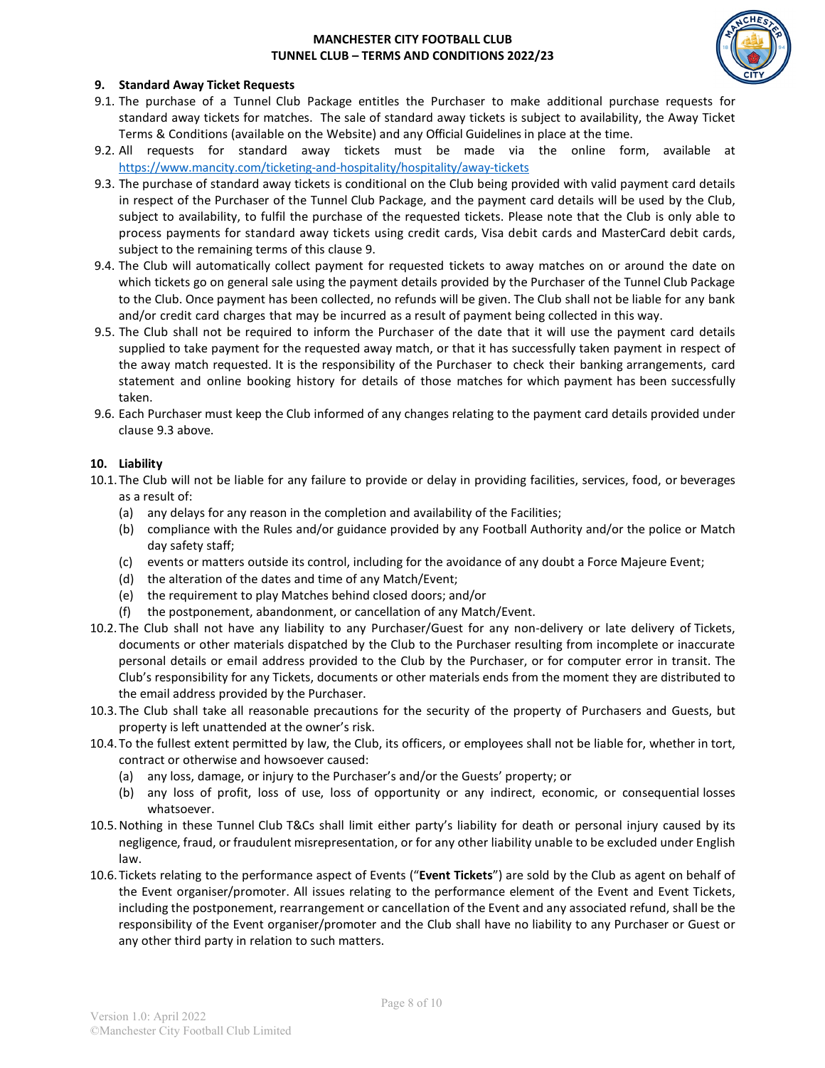## 9. Standard Away Ticket Requests

9.1. The purchase of a Tunnel Club Package entitles the Purchaser to make additional purchase requests for standard away tickets for matches. The sale of standard away tickets is subject to availability, the Away Ticket Terms & Conditions (available on the Website) and any Official Guidelines in place at the time.

9.2. All requests for standard away tickets must be made via the online form, available at https://www.mancity.com/ticketing-and-hospitality/hospitality/away-tickets

9.3. The purchase of standard away tickets is conditional on the Club being provided with valid payment card details in respect of the Purchaser of the Tunnel Club Package, and the payment card details will be used by the Club, subject to availability, to fulfil the purchase of the requested tickets. Please note that the Club is only able to process payments for standard away tickets using credit cards, Visa debit cards and MasterCard debit cards, subject to the remaining terms of this clause 9.

9.4. The Club will automatically collect payment for requested tickets to away matches on or around the date on which tickets go on general sale using the payment details provided by the Purchaser of the Tunnel Club Package to the Club. Once payment has been collected, no refunds will be given. The Club shall not be liable for any bank and/or credit card charges that may be incurred as a result of payment being collected in this way.

9.5. The Club shall not be required to inform the Purchaser of the date that it will use the payment card details supplied to take payment for the requested away match, or that it has successfully taken payment in respect of the away match requested. It is the responsibility of the Purchaser to check their banking arrangements, card statement and online booking history for details of those matches for which payment has been successfully taken.

9.6. Each Purchaser must keep the Club informed of any changes relating to the payment card details provided under clause 9.3 above.

## 10. Liability

10.1. The Club will not be liable for any failure to provide or delay in providing facilities, services, food, or beverages as a result of:

- (a) any delays for any reason in the completion and availability of the Facilities;
- (b) compliance with the Rules and/or guidance provided by any Football Authority and/or the police or Match day safety staff;
- (c) events or matters outside its control, including for the avoidance of any doubt a Force Majeure Event;
- (d) the alteration of the dates and time of any Match/Event;
- (e) the requirement to play Matches behind closed doors; and/or
- (f) the postponement, abandonment, or cancellation of any Match/Event.

10.2. The Club shall not have any liability to any Purchaser/Guest for any non-delivery or late delivery of Tickets, documents or other materials dispatched by the Club to the Purchaser resulting from incomplete or inaccurate personal details or email address provided to the Club by the Purchaser, or for computer error in transit. The Club's responsibility for any Tickets, documents or other materials ends from the moment they are distributed to the email address provided by the Purchaser.

10.3. The Club shall take all reasonable precautions for the security of the property of Purchasers and Guests, but property is left unattended at the owner's risk.

10.4. To the fullest extent permitted by law, the Club, its officers, or employees shall not be liable for, whether in tort, contract or otherwise and howsoever caused:

- (a) any loss, damage, or injury to the Purchaser's and/or the Guests' property; or
- (b) any loss of profit, loss of use, loss of opportunity or any indirect, economic, or consequential losses whatsoever.

10.5. Nothing in these Tunnel Club T&Cs shall limit either party's liability for death or personal injury caused by its negligence, fraud, or fraudulent misrepresentation, or for any other liability unable to be excluded under English law.

10.6. Tickets relating to the performance aspect of Events ("**Event Tickets**") are sold by the Club as agent on behalf of the Event organiser/promoter. All issues relating to the performance element of the Event and Event Tickets, including the postponement, rearrangement or cancellation of the Event and any associated refund, shall be the responsibility of the Event organiser/promoter and the Club shall have no liability to any Purchaser or Guest or any other third party in relation to such matters.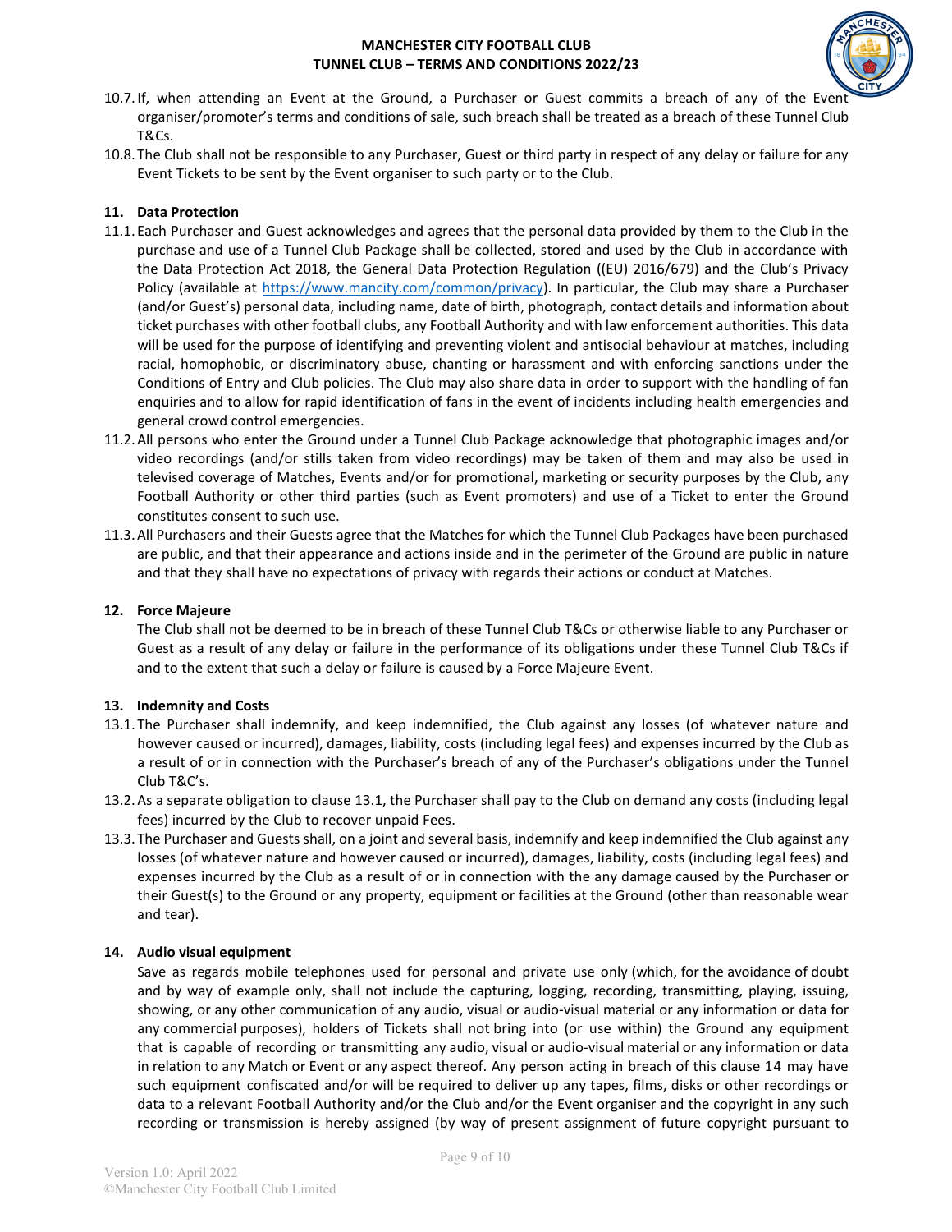10.7. If, when attending an Event at the Ground, a Purchaser or Guest commits a breach of any of the Event organiser/promoter's terms and conditions of sale, such breach shall be treated as a breach of these Tunnel Club T&Cs.

10.8. The Club shall not be responsible to any Purchaser, Guest or third party in respect of any delay or failure for any Event Tickets to be sent by the Event organiser to such party or to the Club.

## 11. Data Protection

11.1. Each Purchaser and Guest acknowledges and agrees that the personal data provided by them to the Club in the purchase and use of a Tunnel Club Package shall be collected, stored and used by the Club in accordance with the Data Protection Act 2018, the General Data Protection Regulation ((EU) 2016/679) and the Club's Privacy Policy (available at https://www.mancity.com/common/privacy). In particular, the Club may share a Purchaser (and/or Guest's) personal data, including name, date of birth, photograph, contact details and information about ticket purchases with other football clubs, any Football Authority and with law enforcement authorities. This data will be used for the purpose of identifying and preventing violent and antisocial behaviour at matches, including racial, homophobic, or discriminatory abuse, chanting or harassment and with enforcing sanctions under the Conditions of Entry and Club policies. The Club may also share data in order to support with the handling of fan enquiries and to allow for rapid identification of fans in the event of incidents including health emergencies and general crowd control emergencies.

11.2. All persons who enter the Ground under a Tunnel Club Package acknowledge that photographic images and/or video recordings (and/or stills taken from video recordings) may be taken of them and may also be used in televised coverage of Matches, Events and/or for promotional, marketing or security purposes by the Club, any Football Authority or other third parties (such as Event promoters) and use of a Ticket to enter the Ground constitutes consent to such use.

11.3. All Purchasers and their Guests agree that the Matches for which the Tunnel Club Packages have been purchased are public, and that their appearance and actions inside and in the perimeter of the Ground are public in nature and that they shall have no expectations of privacy with regards their actions or conduct at Matches.

## 12. Force Majeure

The Club shall not be deemed to be in breach of these Tunnel Club T&Cs or otherwise liable to any Purchaser or Guest as a result of any delay or failure in the performance of its obligations under these Tunnel Club T&Cs if and to the extent that such a delay or failure is caused by a Force Majeure Event.

## 13. Indemnity and Costs

13.1. The Purchaser shall indemnify, and keep indemnified, the Club against any losses (of whatever nature and however caused or incurred), damages, liability, costs (including legal fees) and expenses incurred by the Club as a result of or in connection with the Purchaser's breach of any of the Purchaser's obligations under the Tunnel Club T&C's.

13.2. As a separate obligation to clause 13.1, the Purchaser shall pay to the Club on demand any costs (including legal fees) incurred by the Club to recover unpaid Fees.

13.3. The Purchaser and Guests shall, on a joint and several basis, indemnify and keep indemnified the Club against any losses (of whatever nature and however caused or incurred), damages, liability, costs (including legal fees) and expenses incurred by the Club as a result of or in connection with the any damage caused by the Purchaser or their Guest(s) to the Ground or any property, equipment or facilities at the Ground (other than reasonable wear and tear).

## 14. Audio visual equipment

Save as regards mobile telephones used for personal and private use only (which, for the avoidance of doubt and by way of example only, shall not include the capturing, logging, recording, transmitting, playing, issuing, showing, or any other communication of any audio, visual or audio-visual material or any information or data for any commercial purposes), holders of Tickets shall not bring into (or use within) the Ground any equipment that is capable of recording or transmitting any audio, visual or audio-visual material or any information or data in relation to any Match or Event or any aspect thereof. Any person acting in breach of this clause 14 may have such equipment confiscated and/or will be required to deliver up any tapes, films, disks or other recordings or data to a relevant Football Authority and/or the Club and/or the Event organiser and the copyright in any such recording or transmission is hereby assigned (by way of present assignment of future copyright pursuant to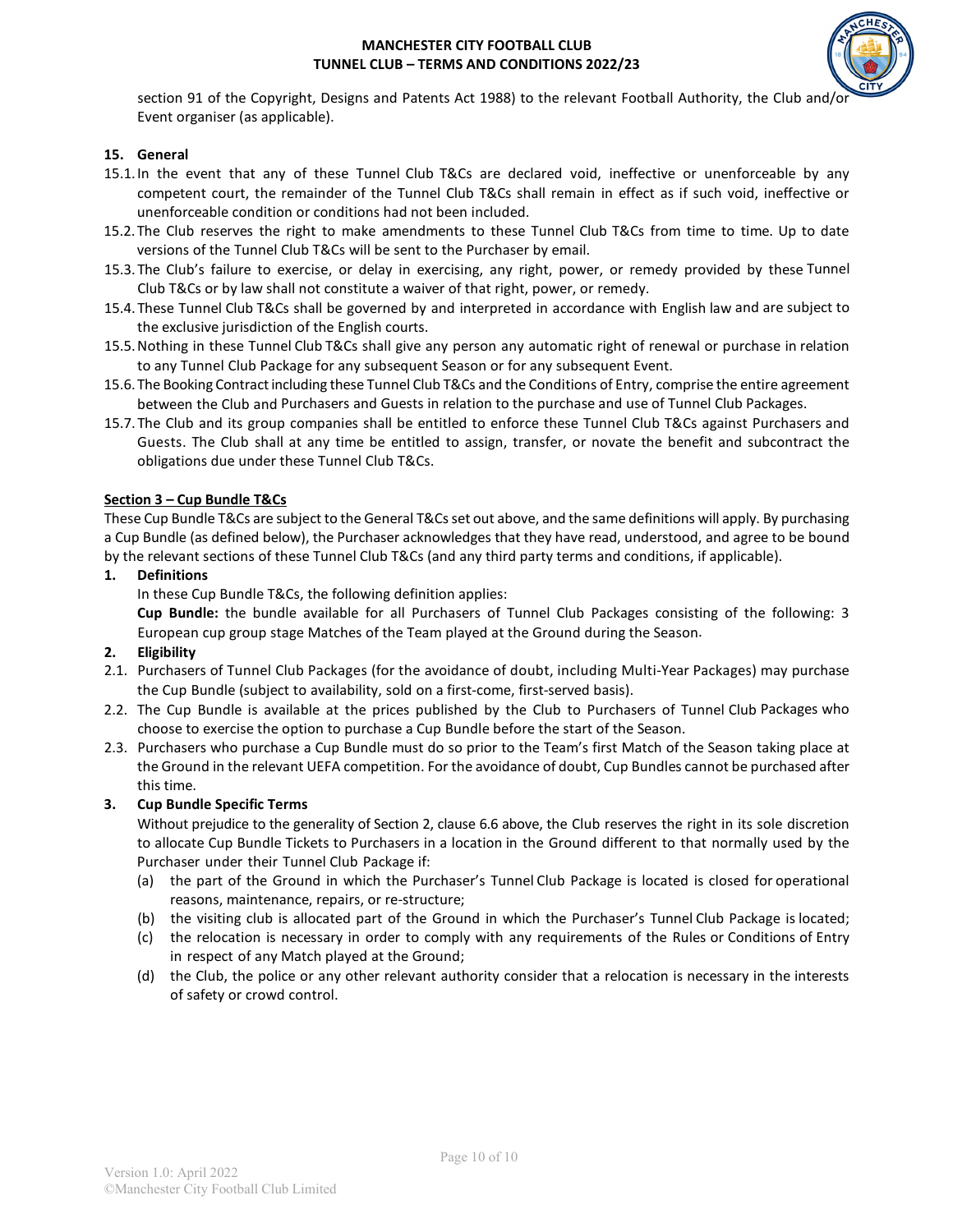section 91 of the Copyright, Designs and Patents Act 1988) to the relevant Football Authority, the Club and/or Event organiser (as applicable).

**15. General**

15.1. In the event that any of these Tunnel Club T&Cs are declared void, ineffective or unenforceable by any competent court, the remainder of the Tunnel Club T&Cs shall remain in effect as if such void, ineffective or unenforceable condition or conditions had not been included.

15.2. The Club reserves the right to make amendments to these Tunnel Club T&Cs from time to time. Up to date versions of the Tunnel Club T&Cs will be sent to the Purchaser by email.

15.3. The Club's failure to exercise, or delay in exercising, any right, power, or remedy provided by these Tunnel Club T&Cs or by law shall not constitute a waiver of that right, power, or remedy.

15.4. These Tunnel Club T&Cs shall be governed by and interpreted in accordance with English law and are subject to the exclusive jurisdiction of the English courts.

15.5. Nothing in these Tunnel Club T&Cs shall give any person any automatic right of renewal or purchase in relation to any Tunnel Club Package for any subsequent Season or for any subsequent Event.

15.6. The Booking Contract including these Tunnel Club T&Cs and the Conditions of Entry, comprise the entire agreement between the Club and Purchasers and Guests in relation to the purchase and use of Tunnel Club Packages.

15.7. The Club and its group companies shall be entitled to enforce these Tunnel Club T&Cs against Purchasers and Guests. The Club shall at any time be entitled to assign, transfer, or novate the benefit and subcontract the obligations due under these Tunnel Club T&Cs.

**<u>Section 3 – Cup Bundle T&Cs</u>**

These Cup Bundle T&Cs are subject to the General T&Cs set out above, and the same definitions will apply. By purchasing a Cup Bundle (as defined below), the Purchaser acknowledges that they have read, understood, and agree to be bound by the relevant sections of these Tunnel Club T&Cs (and any third party terms and conditions, if applicable).

**1. Definitions**

In these Cup Bundle T&Cs, the following definition applies:

**Cup Bundle:** the bundle available for all Purchasers of Tunnel Club Packages consisting of the following: 3 European cup group stage Matches of the Team played at the Ground during the Season.

**2. Eligibility**

2.1. Purchasers of Tunnel Club Packages (for the avoidance of doubt, including Multi-Year Packages) may purchase the Cup Bundle (subject to availability, sold on a first-come, first-served basis).

2.2. The Cup Bundle is available at the prices published by the Club to Purchasers of Tunnel Club Packages who choose to exercise the option to purchase a Cup Bundle before the start of the Season.

2.3. Purchasers who purchase a Cup Bundle must do so prior to the Team's first Match of the Season taking place at the Ground in the relevant UEFA competition. For the avoidance of doubt, Cup Bundles cannot be purchased after this time.

**3. Cup Bundle Specific Terms**

Without prejudice to the generality of Section 2, clause 6.6 above, the Club reserves the right in its sole discretion to allocate Cup Bundle Tickets to Purchasers in a location in the Ground different to that normally used by the Purchaser under their Tunnel Club Package if:

(a) the part of the Ground in which the Purchaser's Tunnel Club Package is located is closed for operational reasons, maintenance, repairs, or re-structure;

(b) the visiting club is allocated part of the Ground in which the Purchaser's Tunnel Club Package is located;

(c) the relocation is necessary in order to comply with any requirements of the Rules or Conditions of Entry in respect of any Match played at the Ground;

(d) the Club, the police or any other relevant authority consider that a relocation is necessary in the interests of safety or crowd control.